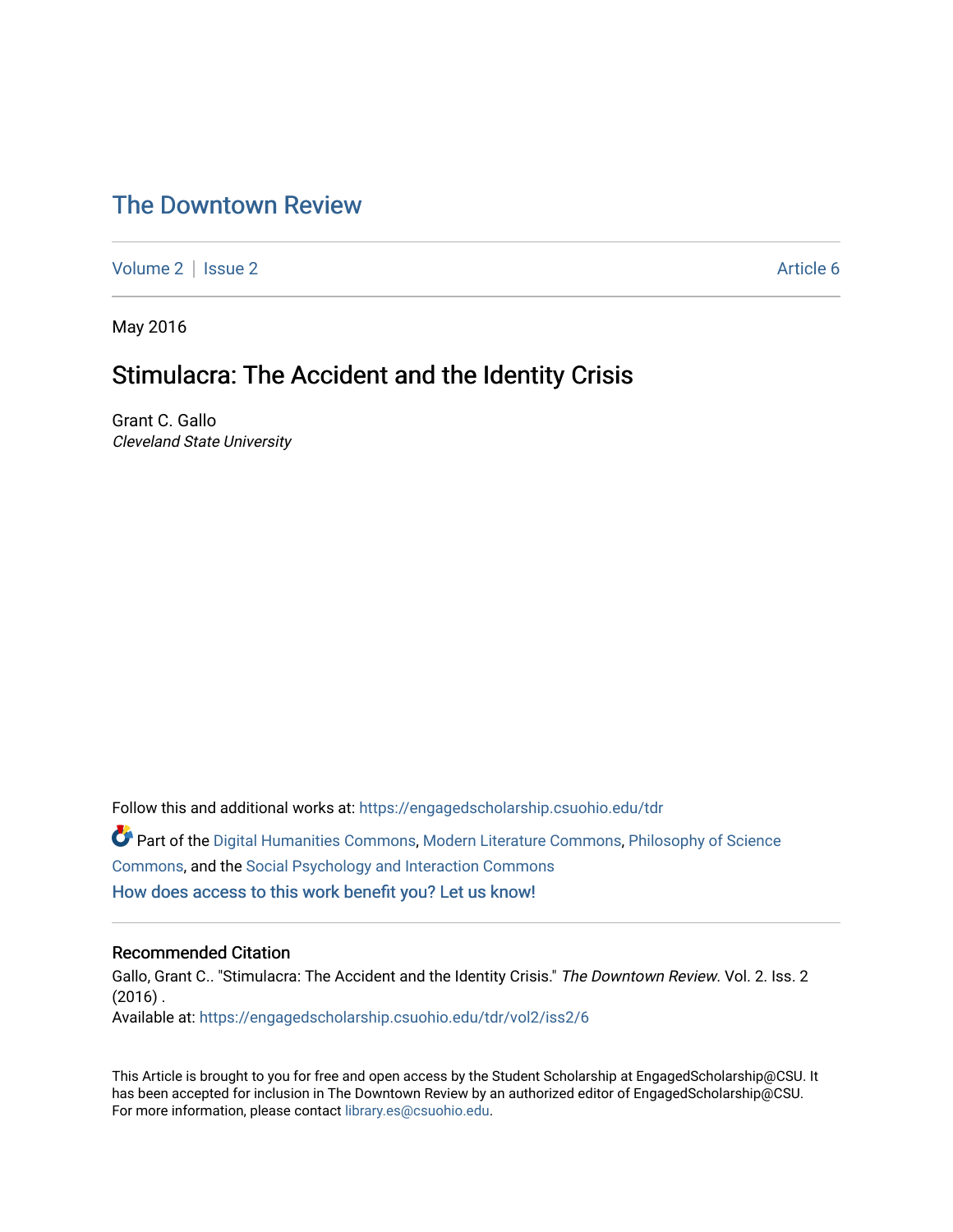# The Downtown Review

Volume 2 | Issue 2 Article 6

May 2016

## Stimulacra: The Accident and the Identity Crisis

Grant C. Gallo
*Cleveland State University*

Follow this and additional works at: https://engagedscholarship.csuohio.edu/tdr

Part of the Digital Humanities Commons, Modern Literature Commons, Philosophy of Science Commons, and the Social Psychology and Interaction Commons

How does access to this work benefit you? Let us know!

### Recommended Citation

Gallo, Grant C.. "Stimulacra: The Accident and the Identity Crisis." *The Downtown Review*. Vol. 2. Iss. 2 (2016) .
Available at: https://engagedscholarship.csuohio.edu/tdr/vol2/iss2/6

This Article is brought to you for free and open access by the Student Scholarship at EngagedScholarship@CSU. It has been accepted for inclusion in The Downtown Review by an authorized editor of EngagedScholarship@CSU. For more information, please contact library.es@csuohio.edu.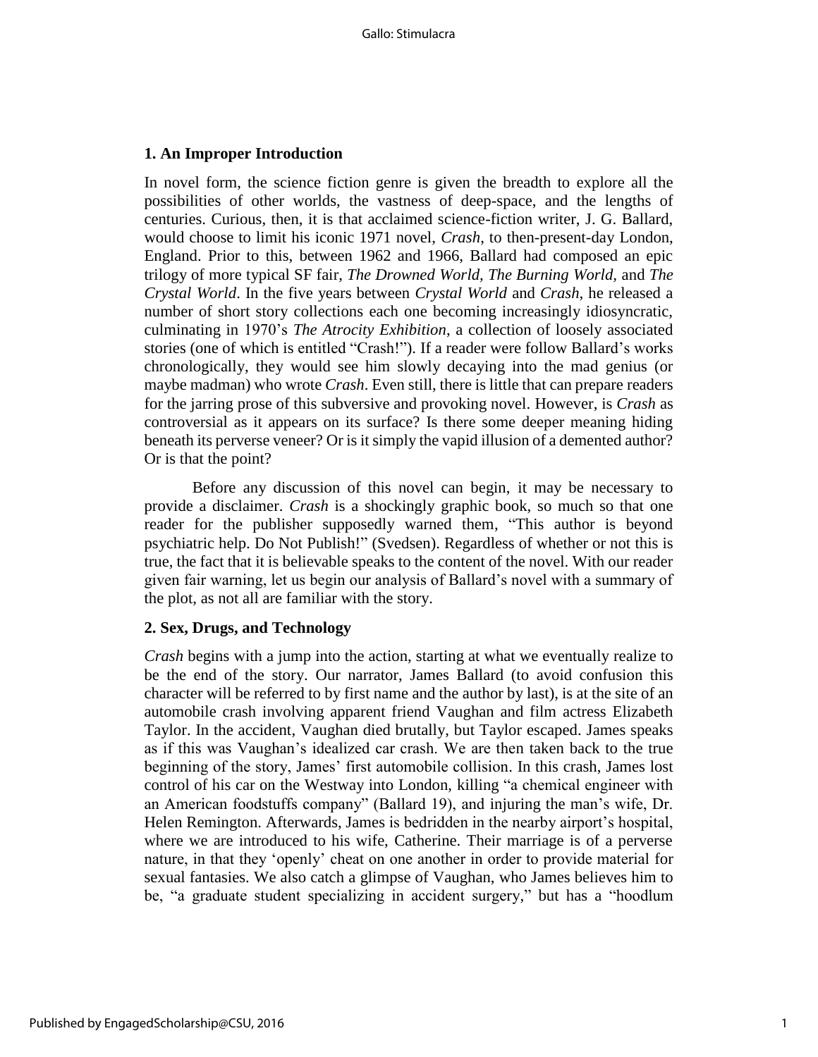## 1. An Improper Introduction

In novel form, the science fiction genre is given the breadth to explore all the possibilities of other worlds, the vastness of deep-space, and the lengths of centuries. Curious, then, it is that acclaimed science-fiction writer, J. G. Ballard, would choose to limit his iconic 1971 novel, *Crash*, to then-present-day London, England. Prior to this, between 1962 and 1966, Ballard had composed an epic trilogy of more typical SF fair, *The Drowned World, The Burning World,* and *The Crystal World*. In the five years between *Crystal World* and *Crash*, he released a number of short story collections each one becoming increasingly idiosyncratic, culminating in 1970's *The Atrocity Exhibition*, a collection of loosely associated stories (one of which is entitled "Crash!"). If a reader were follow Ballard's works chronologically, they would see him slowly decaying into the mad genius (or maybe madman) who wrote *Crash*. Even still, there is little that can prepare readers for the jarring prose of this subversive and provoking novel. However, is *Crash* as controversial as it appears on its surface? Is there some deeper meaning hiding beneath its perverse veneer? Or is it simply the vapid illusion of a demented author? Or is that the point?

Before any discussion of this novel can begin, it may be necessary to provide a disclaimer. *Crash* is a shockingly graphic book, so much so that one reader for the publisher supposedly warned them, "This author is beyond psychiatric help. Do Not Publish!" (Svedsen). Regardless of whether or not this is true, the fact that it is believable speaks to the content of the novel. With our reader given fair warning, let us begin our analysis of Ballard's novel with a summary of the plot, as not all are familiar with the story.

## 2. Sex, Drugs, and Technology

*Crash* begins with a jump into the action, starting at what we eventually realize to be the end of the story. Our narrator, James Ballard (to avoid confusion this character will be referred to by first name and the author by last), is at the site of an automobile crash involving apparent friend Vaughan and film actress Elizabeth Taylor. In the accident, Vaughan died brutally, but Taylor escaped. James speaks as if this was Vaughan's idealized car crash. We are then taken back to the true beginning of the story, James' first automobile collision. In this crash, James lost control of his car on the Westway into London, killing "a chemical engineer with an American foodstuffs company" (Ballard 19), and injuring the man's wife, Dr. Helen Remington. Afterwards, James is bedridden in the nearby airport's hospital, where we are introduced to his wife, Catherine. Their marriage is of a perverse nature, in that they 'openly' cheat on one another in order to provide material for sexual fantasies. We also catch a glimpse of Vaughan, who James believes him to be, "a graduate student specializing in accident surgery," but has a "hoodlum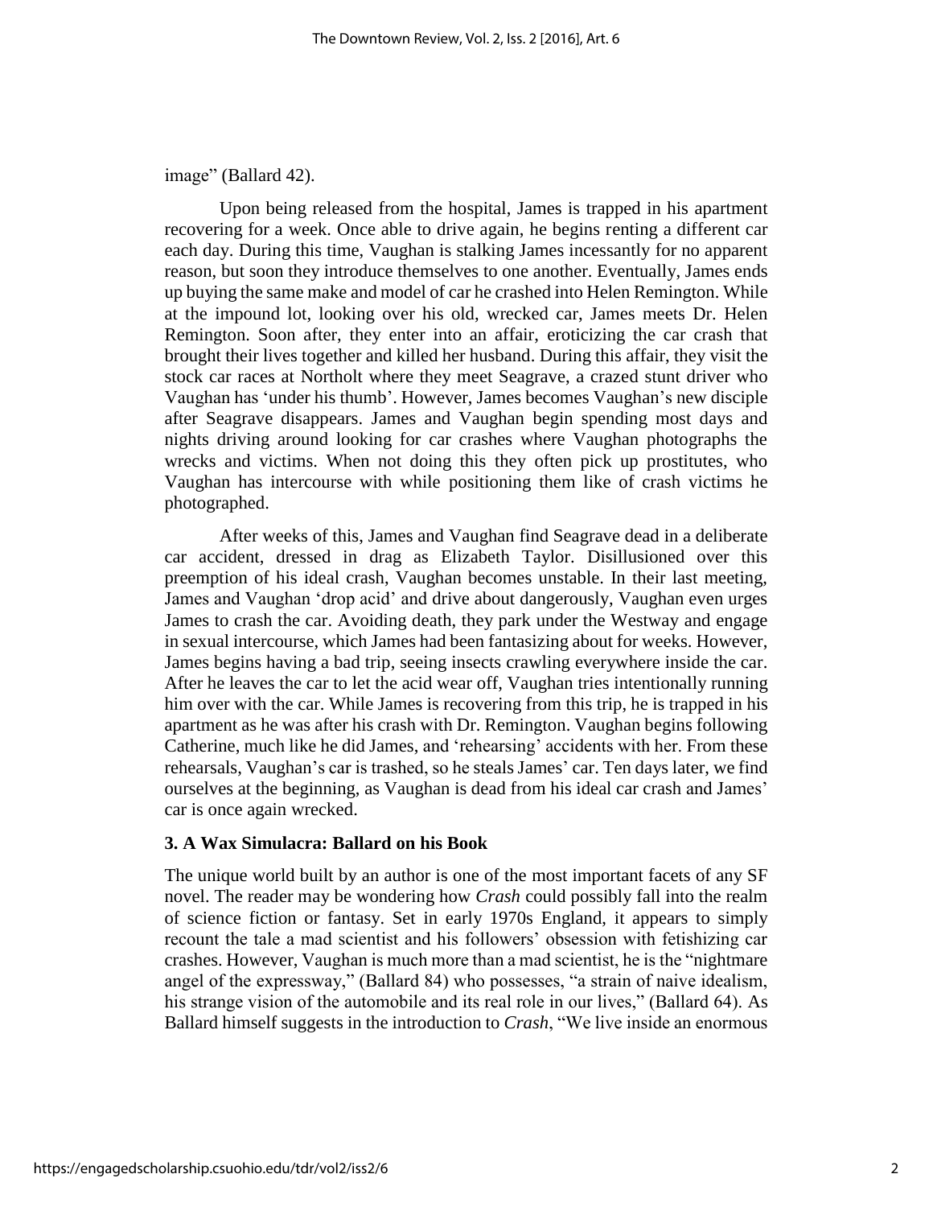image" (Ballard 42).

Upon being released from the hospital, James is trapped in his apartment recovering for a week. Once able to drive again, he begins renting a different car each day. During this time, Vaughan is stalking James incessantly for no apparent reason, but soon they introduce themselves to one another. Eventually, James ends up buying the same make and model of car he crashed into Helen Remington. While at the impound lot, looking over his old, wrecked car, James meets Dr. Helen Remington. Soon after, they enter into an affair, eroticizing the car crash that brought their lives together and killed her husband. During this affair, they visit the stock car races at Northolt where they meet Seagrave, a crazed stunt driver who Vaughan has 'under his thumb'. However, James becomes Vaughan's new disciple after Seagrave disappears. James and Vaughan begin spending most days and nights driving around looking for car crashes where Vaughan photographs the wrecks and victims. When not doing this they often pick up prostitutes, who Vaughan has intercourse with while positioning them like of crash victims he photographed.

After weeks of this, James and Vaughan find Seagrave dead in a deliberate car accident, dressed in drag as Elizabeth Taylor. Disillusioned over this preemption of his ideal crash, Vaughan becomes unstable. In their last meeting, James and Vaughan 'drop acid' and drive about dangerously, Vaughan even urges James to crash the car. Avoiding death, they park under the Westway and engage in sexual intercourse, which James had been fantasizing about for weeks. However, James begins having a bad trip, seeing insects crawling everywhere inside the car. After he leaves the car to let the acid wear off, Vaughan tries intentionally running him over with the car. While James is recovering from this trip, he is trapped in his apartment as he was after his crash with Dr. Remington. Vaughan begins following Catherine, much like he did James, and 'rehearsing' accidents with her. From these rehearsals, Vaughan's car is trashed, so he steals James' car. Ten days later, we find ourselves at the beginning, as Vaughan is dead from his ideal car crash and James' car is once again wrecked.

### 3. A Wax Simulacra: Ballard on his Book

The unique world built by an author is one of the most important facets of any SF novel. The reader may be wondering how *Crash* could possibly fall into the realm of science fiction or fantasy. Set in early 1970s England, it appears to simply recount the tale a mad scientist and his followers' obsession with fetishizing car crashes. However, Vaughan is much more than a mad scientist, he is the "nightmare angel of the expressway," (Ballard 84) who possesses, "a strain of naive idealism, his strange vision of the automobile and its real role in our lives," (Ballard 64). As Ballard himself suggests in the introduction to *Crash*, "We live inside an enormous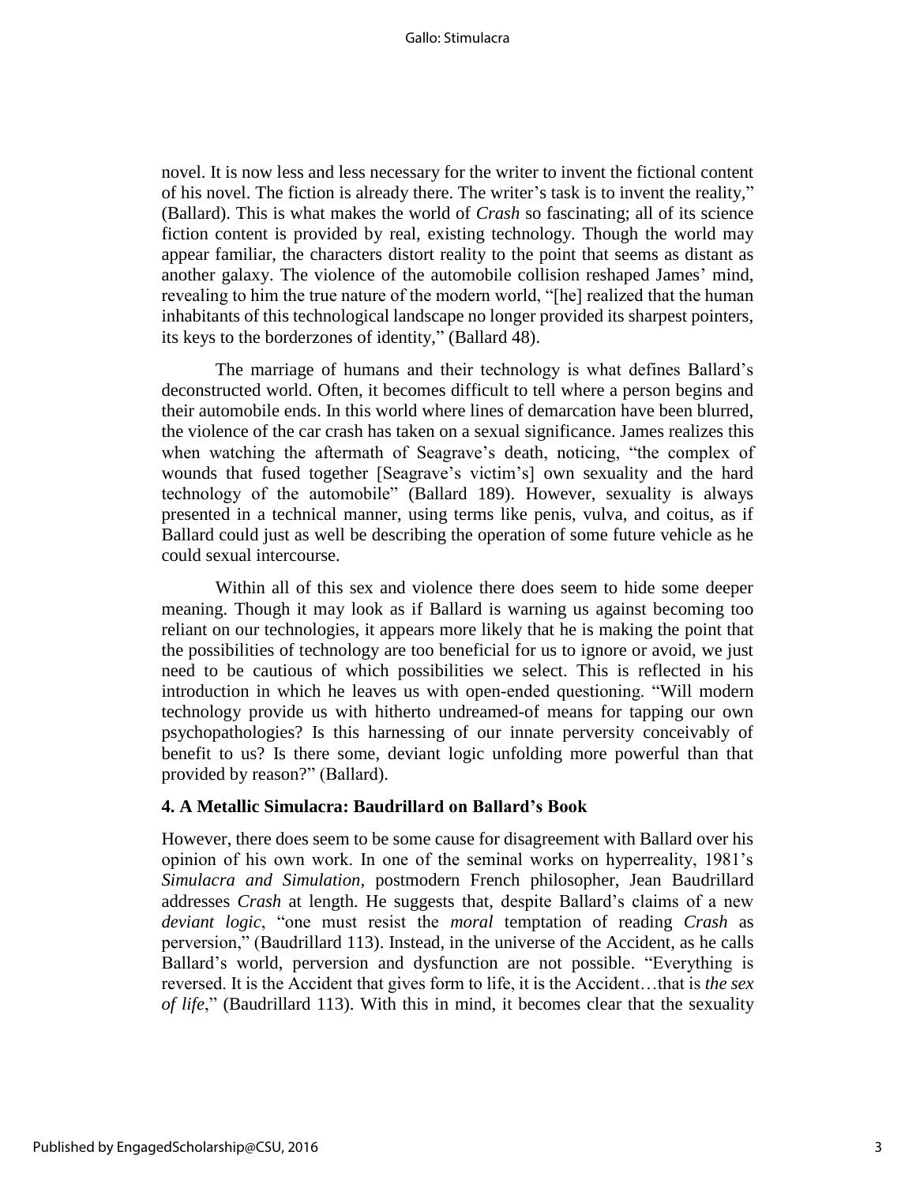novel. It is now less and less necessary for the writer to invent the fictional content of his novel. The fiction is already there. The writer's task is to invent the reality," (Ballard). This is what makes the world of *Crash* so fascinating; all of its science fiction content is provided by real, existing technology. Though the world may appear familiar, the characters distort reality to the point that seems as distant as another galaxy. The violence of the automobile collision reshaped James' mind, revealing to him the true nature of the modern world, "[he] realized that the human inhabitants of this technological landscape no longer provided its sharpest pointers, its keys to the borderzones of identity," (Ballard 48).

The marriage of humans and their technology is what defines Ballard's deconstructed world. Often, it becomes difficult to tell where a person begins and their automobile ends. In this world where lines of demarcation have been blurred, the violence of the car crash has taken on a sexual significance. James realizes this when watching the aftermath of Seagrave's death, noticing, "the complex of wounds that fused together [Seagrave's victim's] own sexuality and the hard technology of the automobile" (Ballard 189). However, sexuality is always presented in a technical manner, using terms like penis, vulva, and coitus, as if Ballard could just as well be describing the operation of some future vehicle as he could sexual intercourse.

Within all of this sex and violence there does seem to hide some deeper meaning. Though it may look as if Ballard is warning us against becoming too reliant on our technologies, it appears more likely that he is making the point that the possibilities of technology are too beneficial for us to ignore or avoid, we just need to be cautious of which possibilities we select. This is reflected in his introduction in which he leaves us with open-ended questioning. "Will modern technology provide us with hitherto undreamed-of means for tapping our own psychopathologies? Is this harnessing of our innate perversity conceivably of benefit to us? Is there some, deviant logic unfolding more powerful than that provided by reason?" (Ballard).

### 4. A Metallic Simulacra: Baudrillard on Ballard's Book

However, there does seem to be some cause for disagreement with Ballard over his opinion of his own work. In one of the seminal works on hyperreality, 1981's *Simulacra and Simulation*, postmodern French philosopher, Jean Baudrillard addresses *Crash* at length. He suggests that, despite Ballard's claims of a new *deviant logic*, "one must resist the *moral* temptation of reading *Crash* as perversion," (Baudrillard 113). Instead, in the universe of the Accident, as he calls Ballard's world, perversion and dysfunction are not possible. "Everything is reversed. It is the Accident that gives form to life, it is the Accident…that is *the sex of life*," (Baudrillard 113). With this in mind, it becomes clear that the sexuality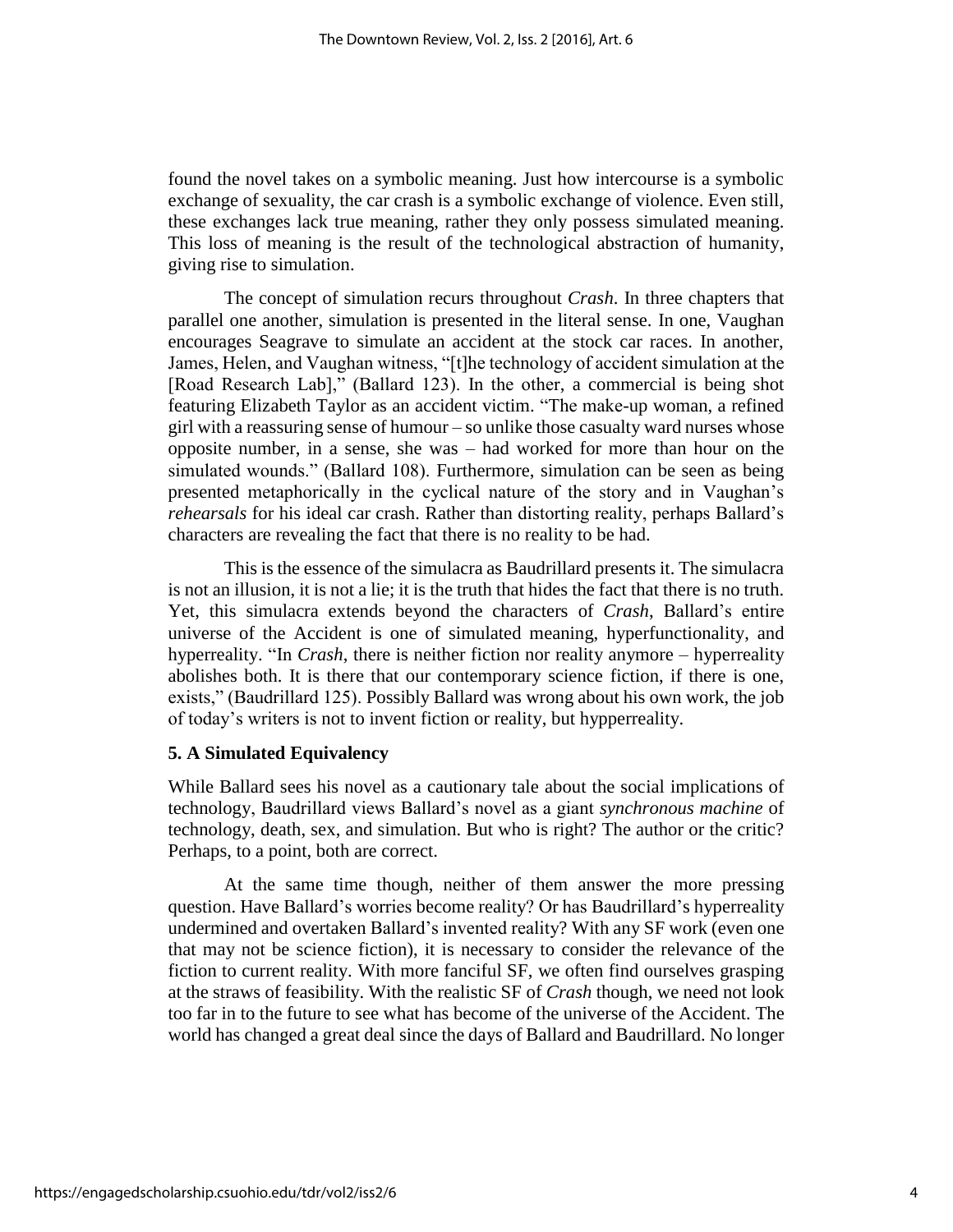found the novel takes on a symbolic meaning. Just how intercourse is a symbolic exchange of sexuality, the car crash is a symbolic exchange of violence. Even still, these exchanges lack true meaning, rather they only possess simulated meaning. This loss of meaning is the result of the technological abstraction of humanity, giving rise to simulation.

The concept of simulation recurs throughout *Crash*. In three chapters that parallel one another, simulation is presented in the literal sense. In one, Vaughan encourages Seagrave to simulate an accident at the stock car races. In another, James, Helen, and Vaughan witness, "[t]he technology of accident simulation at the [Road Research Lab]," (Ballard 123). In the other, a commercial is being shot featuring Elizabeth Taylor as an accident victim. "The make-up woman, a refined girl with a reassuring sense of humour – so unlike those casualty ward nurses whose opposite number, in a sense, she was – had worked for more than hour on the simulated wounds." (Ballard 108). Furthermore, simulation can be seen as being presented metaphorically in the cyclical nature of the story and in Vaughan's *rehearsals* for his ideal car crash. Rather than distorting reality, perhaps Ballard's characters are revealing the fact that there is no reality to be had.

This is the essence of the simulacra as Baudrillard presents it. The simulacra is not an illusion, it is not a lie; it is the truth that hides the fact that there is no truth. Yet, this simulacra extends beyond the characters of *Crash*, Ballard's entire universe of the Accident is one of simulated meaning, hyperfunctionality, and hyperreality. "In *Crash*, there is neither fiction nor reality anymore – hyperreality abolishes both. It is there that our contemporary science fiction, if there is one, exists," (Baudrillard 125). Possibly Ballard was wrong about his own work, the job of today's writers is not to invent fiction or reality, but hypperreality.

### 5. A Simulated Equivalency

While Ballard sees his novel as a cautionary tale about the social implications of technology, Baudrillard views Ballard's novel as a giant *synchronous machine* of technology, death, sex, and simulation. But who is right? The author or the critic? Perhaps, to a point, both are correct.

At the same time though, neither of them answer the more pressing question. Have Ballard's worries become reality? Or has Baudrillard's hyperreality undermined and overtaken Ballard's invented reality? With any SF work (even one that may not be science fiction), it is necessary to consider the relevance of the fiction to current reality. With more fanciful SF, we often find ourselves grasping at the straws of feasibility. With the realistic SF of *Crash* though, we need not look too far in to the future to see what has become of the universe of the Accident. The world has changed a great deal since the days of Ballard and Baudrillard. No longer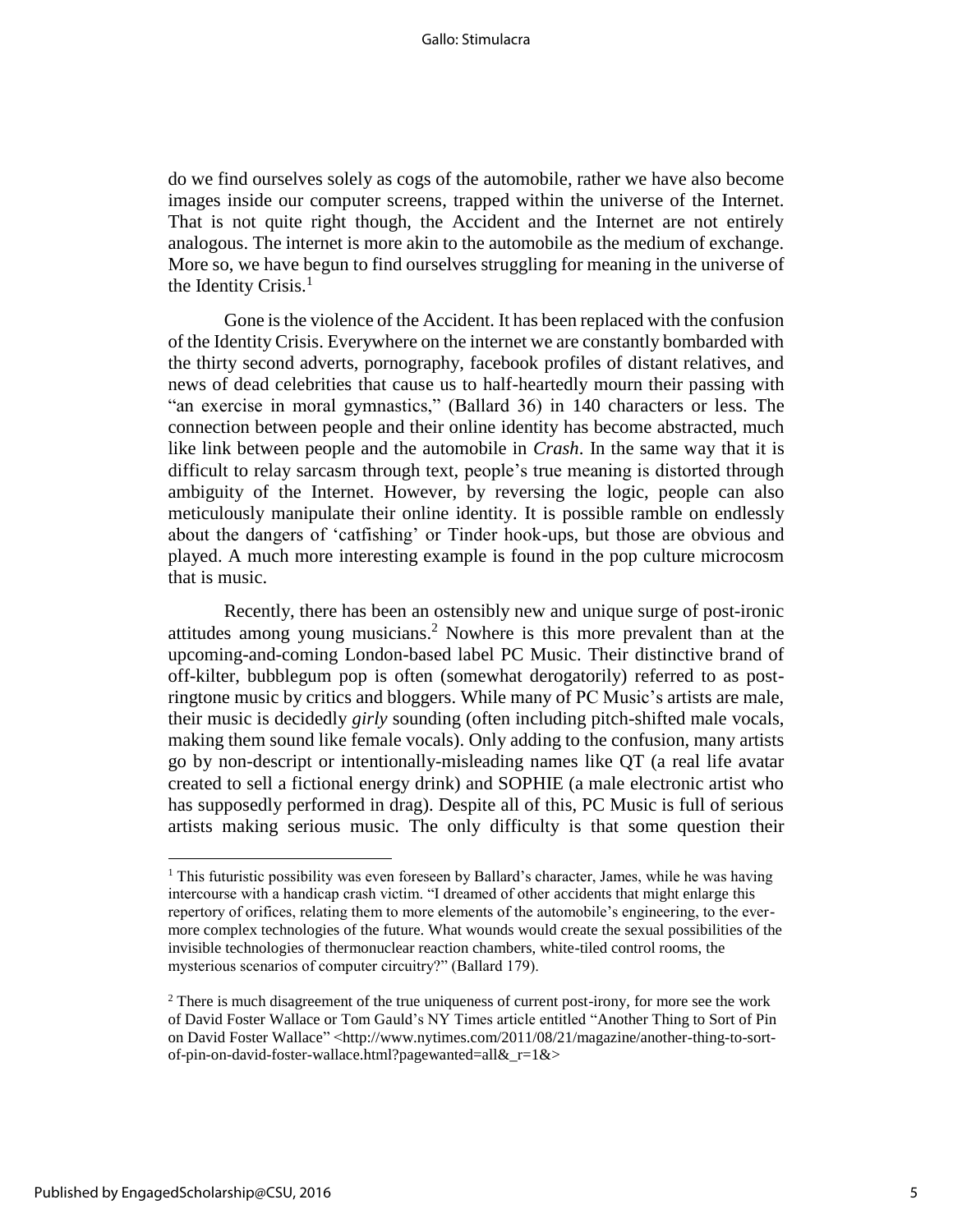do we find ourselves solely as cogs of the automobile, rather we have also become images inside our computer screens, trapped within the universe of the Internet. That is not quite right though, the Accident and the Internet are not entirely analogous. The internet is more akin to the automobile as the medium of exchange. More so, we have begun to find ourselves struggling for meaning in the universe of the Identity Crisis.[1]

Gone is the violence of the Accident. It has been replaced with the confusion of the Identity Crisis. Everywhere on the internet we are constantly bombarded with the thirty second adverts, pornography, facebook profiles of distant relatives, and news of dead celebrities that cause us to half-heartedly mourn their passing with "an exercise in moral gymnastics," (Ballard 36) in 140 characters or less. The connection between people and their online identity has become abstracted, much like link between people and the automobile in *Crash*. In the same way that it is difficult to relay sarcasm through text, people's true meaning is distorted through ambiguity of the Internet. However, by reversing the logic, people can also meticulously manipulate their online identity. It is possible ramble on endlessly about the dangers of 'catfishing' or Tinder hook-ups, but those are obvious and played. A much more interesting example is found in the pop culture microcosm that is music.

Recently, there has been an ostensibly new and unique surge of post-ironic attitudes among young musicians.[2] Nowhere is this more prevalent than at the upcoming-and-coming London-based label PC Music. Their distinctive brand of off-kilter, bubblegum pop is often (somewhat derogatorily) referred to as post-ringtone music by critics and bloggers. While many of PC Music's artists are male, their music is decidedly *girly* sounding (often including pitch-shifted male vocals, making them sound like female vocals). Only adding to the confusion, many artists go by non-descript or intentionally-misleading names like QT (a real life avatar created to sell a fictional energy drink) and SOPHIE (a male electronic artist who has supposedly performed in drag). Despite all of this, PC Music is full of serious artists making serious music. The only difficulty is that some question their

---

[1] This futuristic possibility was even foreseen by Ballard's character, James, while he was having intercourse with a handicap crash victim. "I dreamed of other accidents that might enlarge this repertory of orifices, relating them to more elements of the automobile's engineering, to the ever-more complex technologies of the future. What wounds would create the sexual possibilities of the invisible technologies of thermonuclear reaction chambers, white-tiled control rooms, the mysterious scenarios of computer circuitry?" (Ballard 179).

[2] There is much disagreement of the true uniqueness of current post-irony, for more see the work of David Foster Wallace or Tom Gauld's NY Times article entitled "Another Thing to Sort of Pin on David Foster Wallace" <http://www.nytimes.com/2011/08/21/magazine/another-thing-to-sort-of-pin-on-david-foster-wallace.html?pagewanted=all&_r=1&>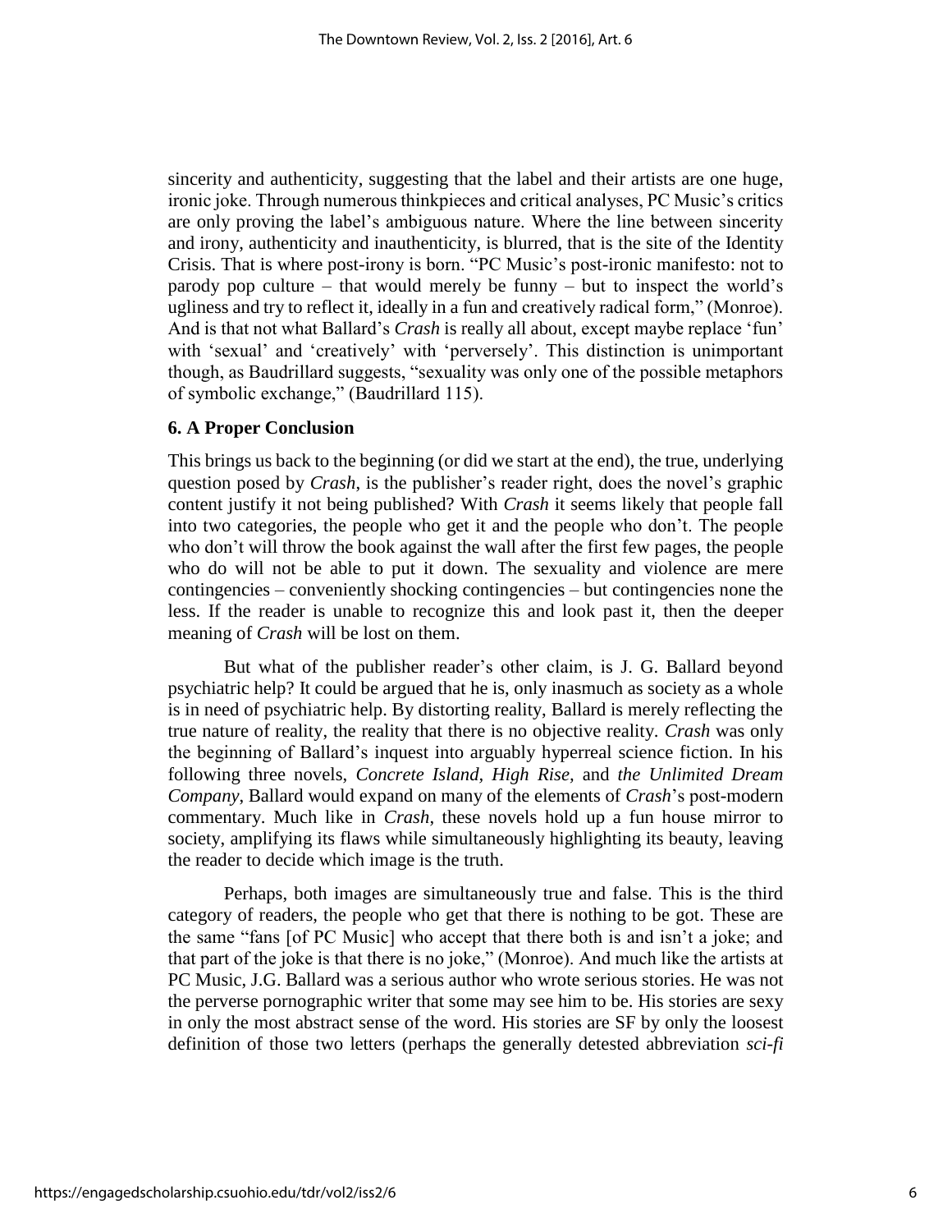sincerity and authenticity, suggesting that the label and their artists are one huge, ironic joke. Through numerous thinkpieces and critical analyses, PC Music's critics are only proving the label's ambiguous nature. Where the line between sincerity and irony, authenticity and inauthenticity, is blurred, that is the site of the Identity Crisis. That is where post-irony is born. "PC Music's post-ironic manifesto: not to parody pop culture – that would merely be funny – but to inspect the world's ugliness and try to reflect it, ideally in a fun and creatively radical form," (Monroe). And is that not what Ballard's *Crash* is really all about, except maybe replace 'fun' with 'sexual' and 'creatively' with 'perversely'. This distinction is unimportant though, as Baudrillard suggests, "sexuality was only one of the possible metaphors of symbolic exchange," (Baudrillard 115).

## 6. A Proper Conclusion

This brings us back to the beginning (or did we start at the end), the true, underlying question posed by *Crash*, is the publisher's reader right, does the novel's graphic content justify it not being published? With *Crash* it seems likely that people fall into two categories, the people who get it and the people who don't. The people who don't will throw the book against the wall after the first few pages, the people who do will not be able to put it down. The sexuality and violence are mere contingencies – conveniently shocking contingencies – but contingencies none the less. If the reader is unable to recognize this and look past it, then the deeper meaning of *Crash* will be lost on them.

But what of the publisher reader's other claim, is J. G. Ballard beyond psychiatric help? It could be argued that he is, only inasmuch as society as a whole is in need of psychiatric help. By distorting reality, Ballard is merely reflecting the true nature of reality, the reality that there is no objective reality. *Crash* was only the beginning of Ballard's inquest into arguably hyperreal science fiction. In his following three novels, *Concrete Island*, *High Rise*, and *the Unlimited Dream Company*, Ballard would expand on many of the elements of *Crash*'s post-modern commentary. Much like in *Crash*, these novels hold up a fun house mirror to society, amplifying its flaws while simultaneously highlighting its beauty, leaving the reader to decide which image is the truth.

Perhaps, both images are simultaneously true and false. This is the third category of readers, the people who get that there is nothing to be got. These are the same "fans [of PC Music] who accept that there both is and isn't a joke; and that part of the joke is that there is no joke," (Monroe). And much like the artists at PC Music, J.G. Ballard was a serious author who wrote serious stories. He was not the perverse pornographic writer that some may see him to be. His stories are sexy in only the most abstract sense of the word. His stories are SF by only the loosest definition of those two letters (perhaps the generally detested abbreviation *sci-fi*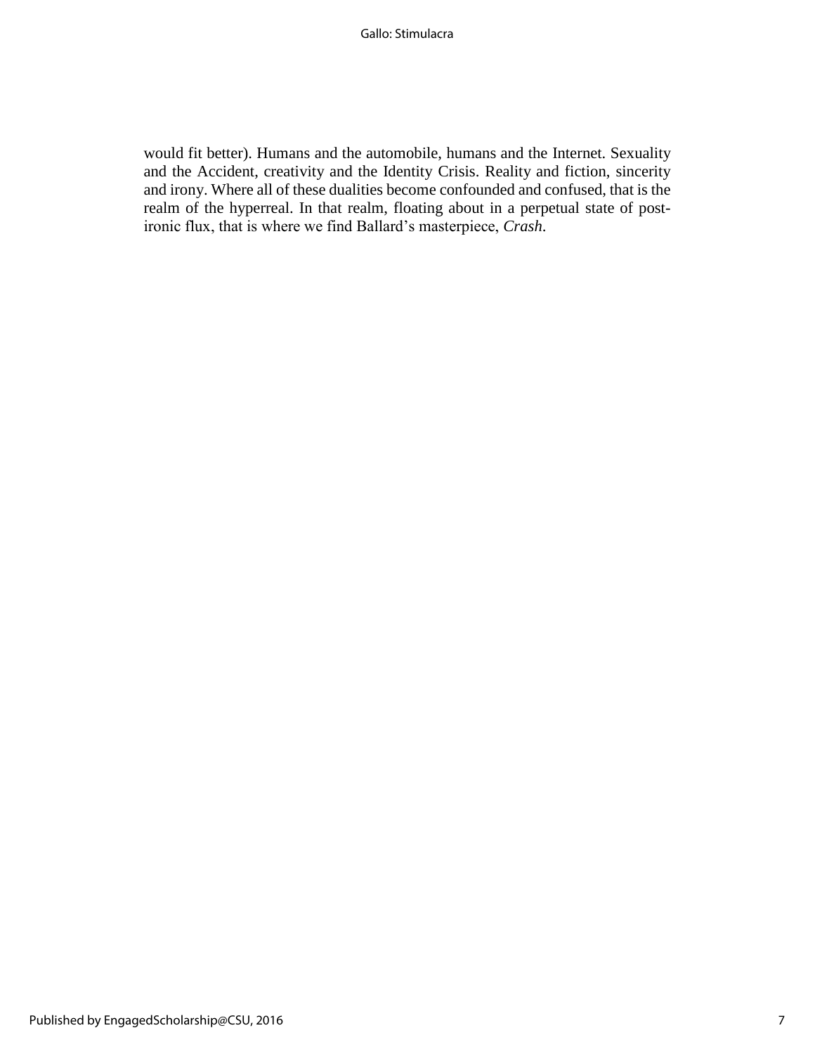would fit better). Humans and the automobile, humans and the Internet. Sexuality and the Accident, creativity and the Identity Crisis. Reality and fiction, sincerity and irony. Where all of these dualities become confounded and confused, that is the realm of the hyperreal. In that realm, floating about in a perpetual state of post-ironic flux, that is where we find Ballard's masterpiece, *Crash.*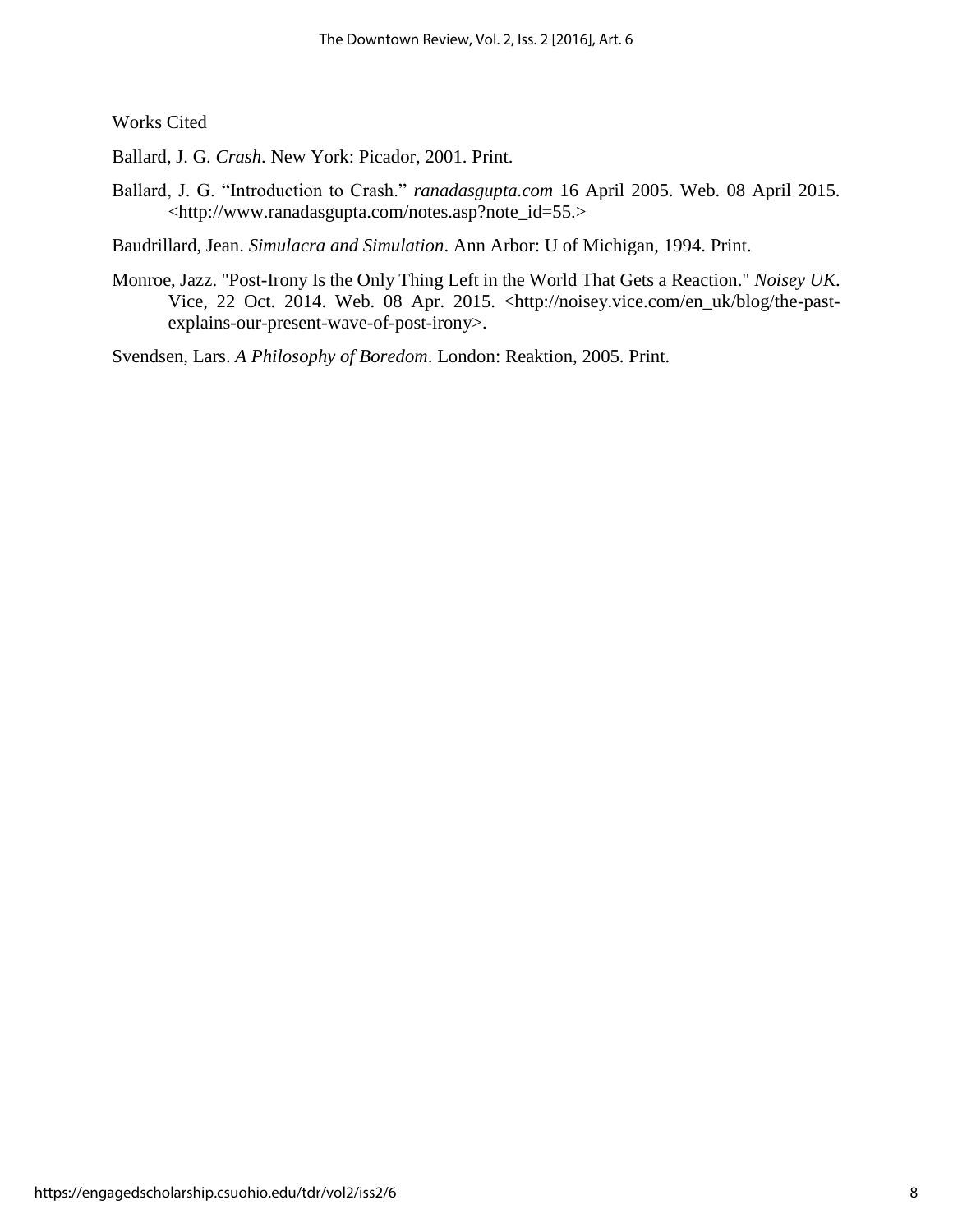Works Cited

Ballard, J. G. *Crash*. New York: Picador, 2001. Print.

Ballard, J. G. "Introduction to Crash." *ranadasgupta.com* 16 April 2005. Web. 08 April 2015. <http://www.ranadasgupta.com/notes.asp?note_id=55.>

Baudrillard, Jean. *Simulacra and Simulation*. Ann Arbor: U of Michigan, 1994. Print.

Monroe, Jazz. "Post-Irony Is the Only Thing Left in the World That Gets a Reaction." *Noisey UK*. Vice, 22 Oct. 2014. Web. 08 Apr. 2015. <http://noisey.vice.com/en_uk/blog/the-past-explains-our-present-wave-of-post-irony>.

Svendsen, Lars. *A Philosophy of Boredom*. London: Reaktion, 2005. Print.